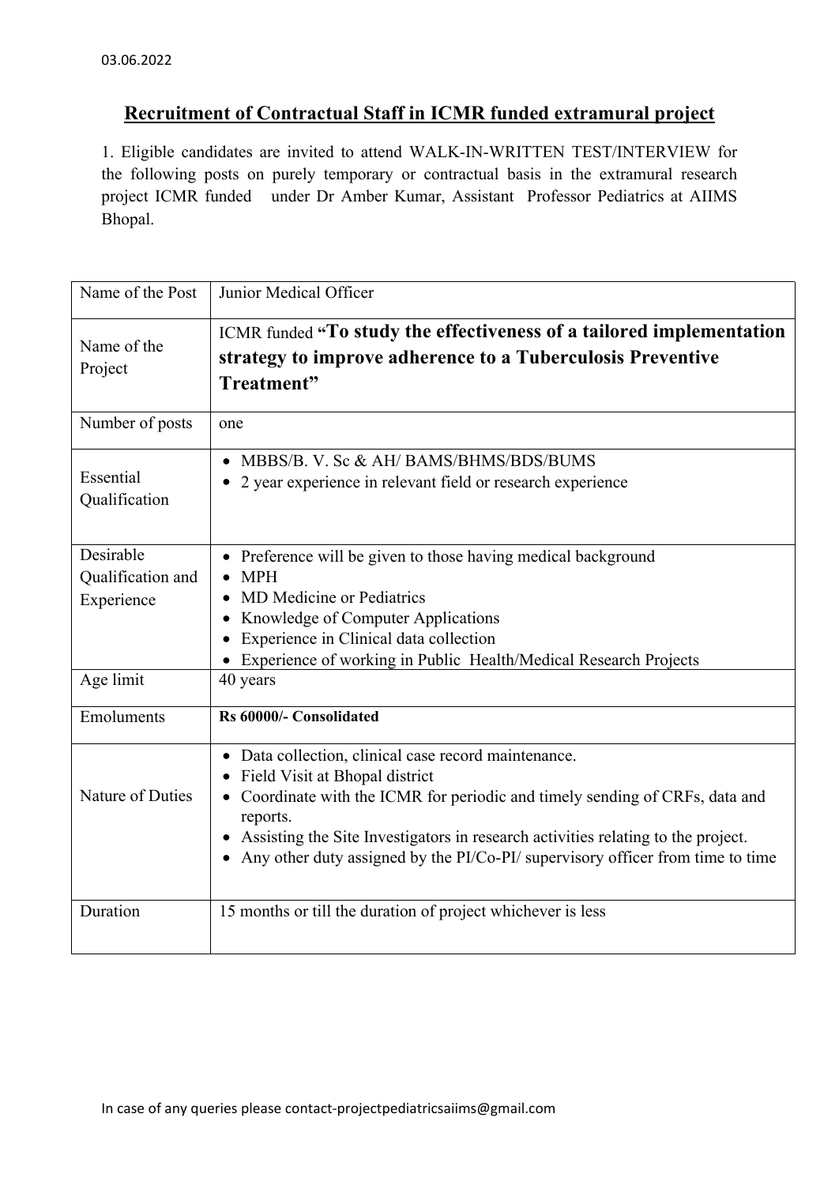03.06.2022

## Recruitment of Contractual Staff in ICMR funded extramural project

1. Eligible candidates are invited to attend WALK-IN-WRITTEN TEST/INTERVIEW for the following posts on purely temporary or contractual basis in the extramural research project ICMR funded under Dr Amber Kumar, Assistant Professor Pediatrics at AIIMS Bhopal.

| Name of the Post | Junior Medical Officer |
|---|---|
| Name of the Project | ICMR funded **"To study the effectiveness of a tailored implementation strategy to improve adherence to a Tuberculosis Preventive Treatment"** |
| Number of posts | one |
| Essential Qualification | • MBBS/B. V. Sc & AH/ BAMS/BHMS/BDS/BUMS<br>• 2 year experience in relevant field or research experience |
| Desirable Qualification and Experience | • Preference will be given to those having medical background<br>• MPH<br>• MD Medicine or Pediatrics<br>• Knowledge of Computer Applications<br>• Experience in Clinical data collection<br>• Experience of working in Public Health/Medical Research Projects |
| Age limit | 40 years |
| Emoluments | **Rs 60000/- Consolidated** |
| Nature of Duties | • Data collection, clinical case record maintenance.<br>• Field Visit at Bhopal district<br>• Coordinate with the ICMR for periodic and timely sending of CRFs, data and reports.<br>• Assisting the Site Investigators in research activities relating to the project.<br>• Any other duty assigned by the PI/Co-PI/ supervisory officer from time to time |
| Duration | 15 months or till the duration of project whichever is less |

In case of any queries please contact-projectpediatricsaiims@gmail.com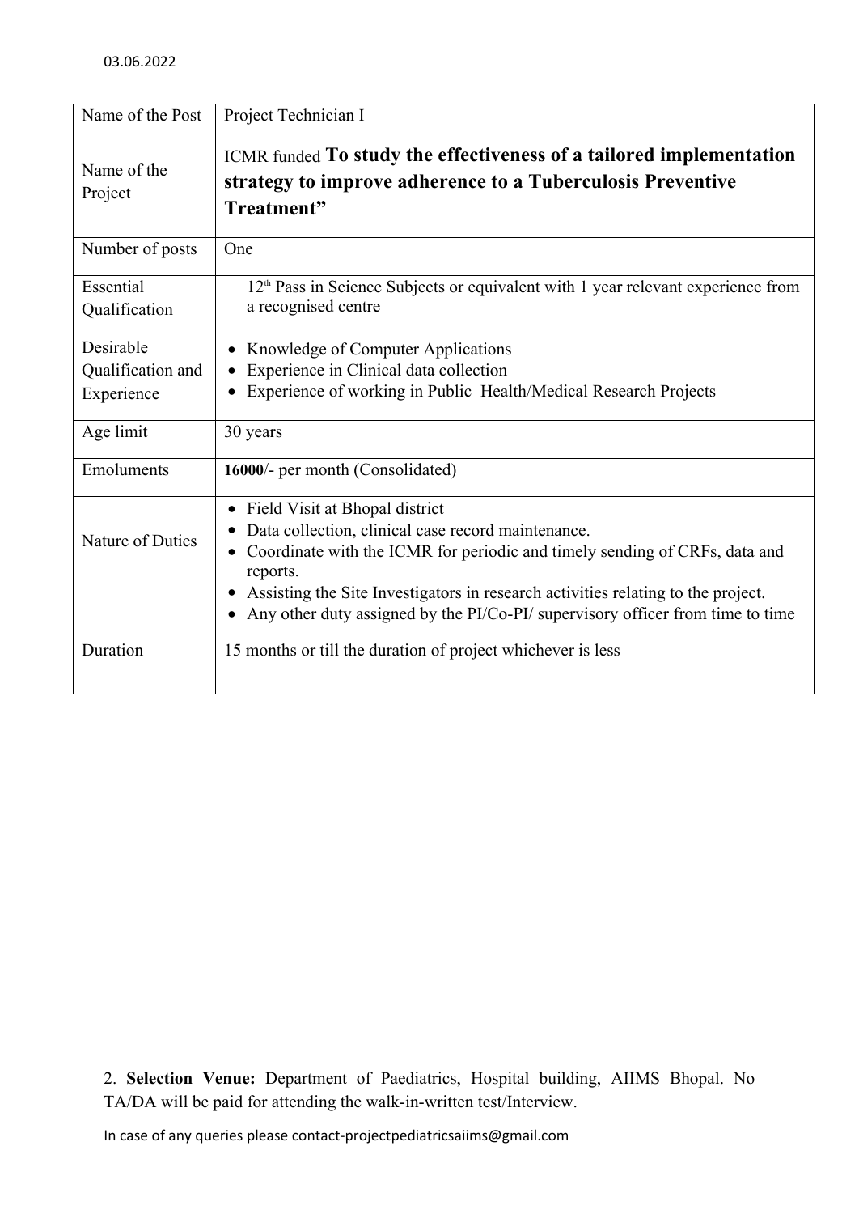03.06.2022

| Name of the Post | Project Technician I |
|---|---|
| Name of the Project | ICMR funded **To study the effectiveness of a tailored implementation strategy to improve adherence to a Tuberculosis Preventive Treatment"** |
| Number of posts | One |
| Essential Qualification | 12th Pass in Science Subjects or equivalent with 1 year relevant experience from a recognised centre |
| Desirable Qualification and Experience | • Knowledge of Computer Applications<br>• Experience in Clinical data collection<br>• Experience of working in Public Health/Medical Research Projects |
| Age limit | 30 years |
| Emoluments | **16000**/- per month (Consolidated) |
| Nature of Duties | • Field Visit at Bhopal district<br>• Data collection, clinical case record maintenance.<br>• Coordinate with the ICMR for periodic and timely sending of CRFs, data and reports.<br>• Assisting the Site Investigators in research activities relating to the project.<br>• Any other duty assigned by the PI/Co-PI/ supervisory officer from time to time |
| Duration | 15 months or till the duration of project whichever is less |

2. **Selection Venue:** Department of Paediatrics, Hospital building, AIIMS Bhopal. No TA/DA will be paid for attending the walk-in-written test/Interview.

In case of any queries please contact-projectpediatricsaiims@gmail.com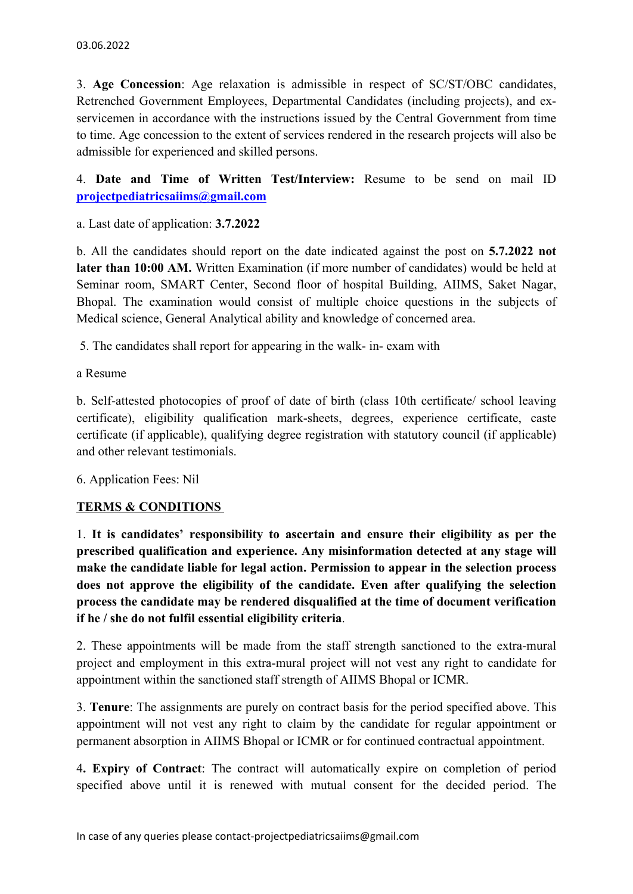03.06.2022

3. **Age Concession**: Age relaxation is admissible in respect of SC/ST/OBC candidates, Retrenched Government Employees, Departmental Candidates (including projects), and ex-servicemen in accordance with the instructions issued by the Central Government from time to time. Age concession to the extent of services rendered in the research projects will also be admissible for experienced and skilled persons.

4. **Date and Time of Written Test/Interview:** Resume to be send on mail ID **projectpediatricsaiims@gmail.com**

a. Last date of application: **3.7.2022**

b. All the candidates should report on the date indicated against the post on **5.7.2022 not later than 10:00 AM.** Written Examination (if more number of candidates) would be held at Seminar room, SMART Center, Second floor of hospital Building, AIIMS, Saket Nagar, Bhopal. The examination would consist of multiple choice questions in the subjects of Medical science, General Analytical ability and knowledge of concerned area.

5. The candidates shall report for appearing in the walk- in- exam with

a Resume

b. Self-attested photocopies of proof of date of birth (class 10th certificate/ school leaving certificate), eligibility qualification mark-sheets, degrees, experience certificate, caste certificate (if applicable), qualifying degree registration with statutory council (if applicable) and other relevant testimonials.

6. Application Fees: Nil

## TERMS & CONDITIONS

1. **It is candidates' responsibility to ascertain and ensure their eligibility as per the prescribed qualification and experience. Any misinformation detected at any stage will make the candidate liable for legal action. Permission to appear in the selection process does not approve the eligibility of the candidate. Even after qualifying the selection process the candidate may be rendered disqualified at the time of document verification if he / she do not fulfil essential eligibility criteria**.

2. These appointments will be made from the staff strength sanctioned to the extra-mural project and employment in this extra-mural project will not vest any right to candidate for appointment within the sanctioned staff strength of AIIMS Bhopal or ICMR.

3. **Tenure**: The assignments are purely on contract basis for the period specified above. This appointment will not vest any right to claim by the candidate for regular appointment or permanent absorption in AIIMS Bhopal or ICMR or for continued contractual appointment.

4**. Expiry of Contract**: The contract will automatically expire on completion of period specified above until it is renewed with mutual consent for the decided period. The

In case of any queries please contact-projectpediatricsaiims@gmail.com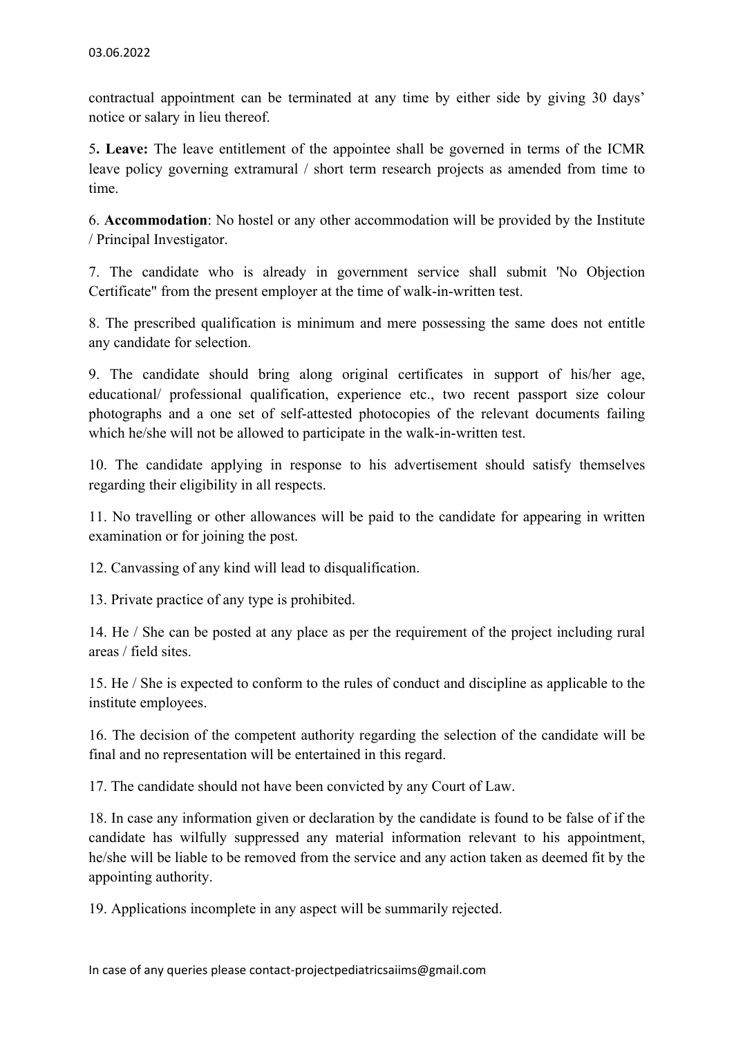contractual appointment can be terminated at any time by either side by giving 30 days' notice or salary in lieu thereof.

5**. Leave:** The leave entitlement of the appointee shall be governed in terms of the ICMR leave policy governing extramural / short term research projects as amended from time to time.

6. **Accommodation**: No hostel or any other accommodation will be provided by the Institute / Principal Investigator.

7. The candidate who is already in government service shall submit 'No Objection Certificate" from the present employer at the time of walk-in-written test.

8. The prescribed qualification is minimum and mere possessing the same does not entitle any candidate for selection.

9. The candidate should bring along original certificates in support of his/her age, educational/ professional qualification, experience etc., two recent passport size colour photographs and a one set of self-attested photocopies of the relevant documents failing which he/she will not be allowed to participate in the walk-in-written test.

10. The candidate applying in response to his advertisement should satisfy themselves regarding their eligibility in all respects.

11. No travelling or other allowances will be paid to the candidate for appearing in written examination or for joining the post.

12. Canvassing of any kind will lead to disqualification.

13. Private practice of any type is prohibited.

14. He / She can be posted at any place as per the requirement of the project including rural areas / field sites.

15. He / She is expected to conform to the rules of conduct and discipline as applicable to the institute employees.

16. The decision of the competent authority regarding the selection of the candidate will be final and no representation will be entertained in this regard.

17. The candidate should not have been convicted by any Court of Law.

18. In case any information given or declaration by the candidate is found to be false of if the candidate has wilfully suppressed any material information relevant to his appointment, he/she will be liable to be removed from the service and any action taken as deemed fit by the appointing authority.

19. Applications incomplete in any aspect will be summarily rejected.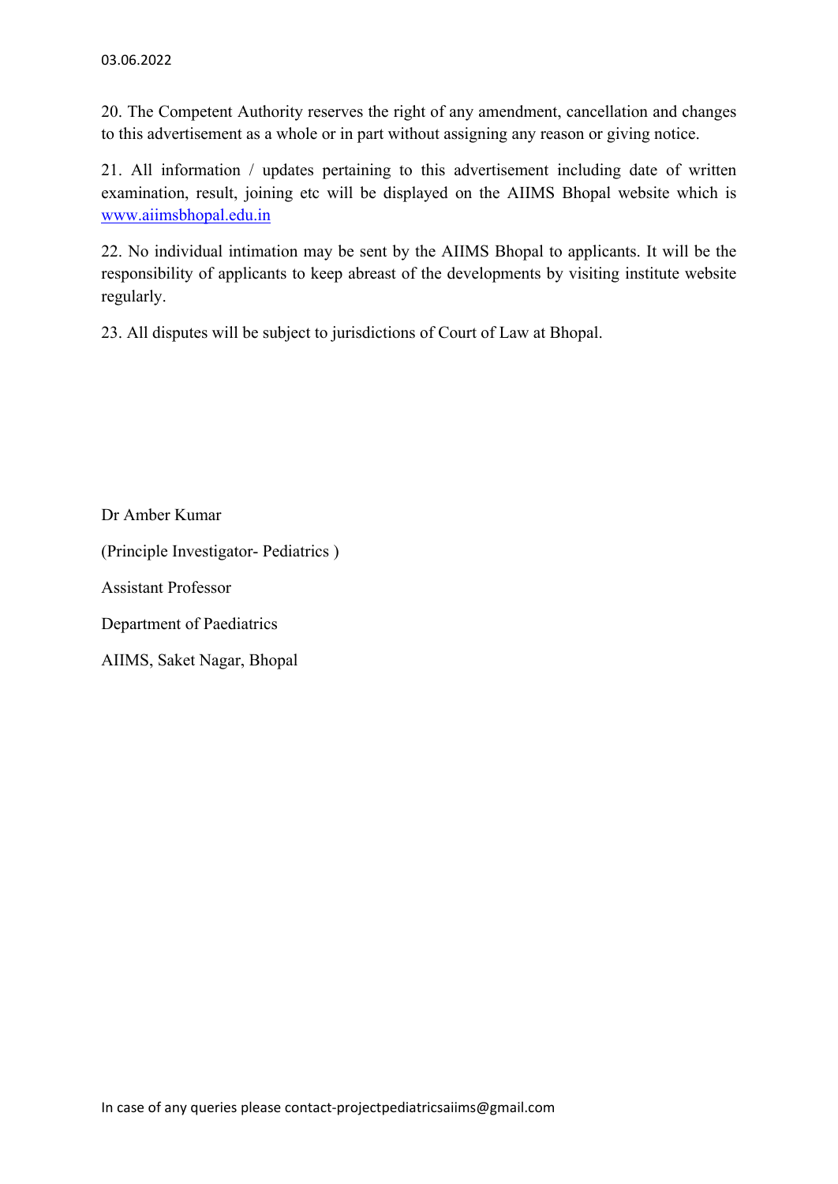03.06.2022

20. The Competent Authority reserves the right of any amendment, cancellation and changes to this advertisement as a whole or in part without assigning any reason or giving notice.

21. All information / updates pertaining to this advertisement including date of written examination, result, joining etc will be displayed on the AIIMS Bhopal website which is www.aiimsbhopal.edu.in

22. No individual intimation may be sent by the AIIMS Bhopal to applicants. It will be the responsibility of applicants to keep abreast of the developments by visiting institute website regularly.

23. All disputes will be subject to jurisdictions of Court of Law at Bhopal.

Dr Amber Kumar

(Principle Investigator- Pediatrics )

Assistant Professor

Department of Paediatrics

AIIMS, Saket Nagar, Bhopal

In case of any queries please contact-projectpediatricsaiims@gmail.com